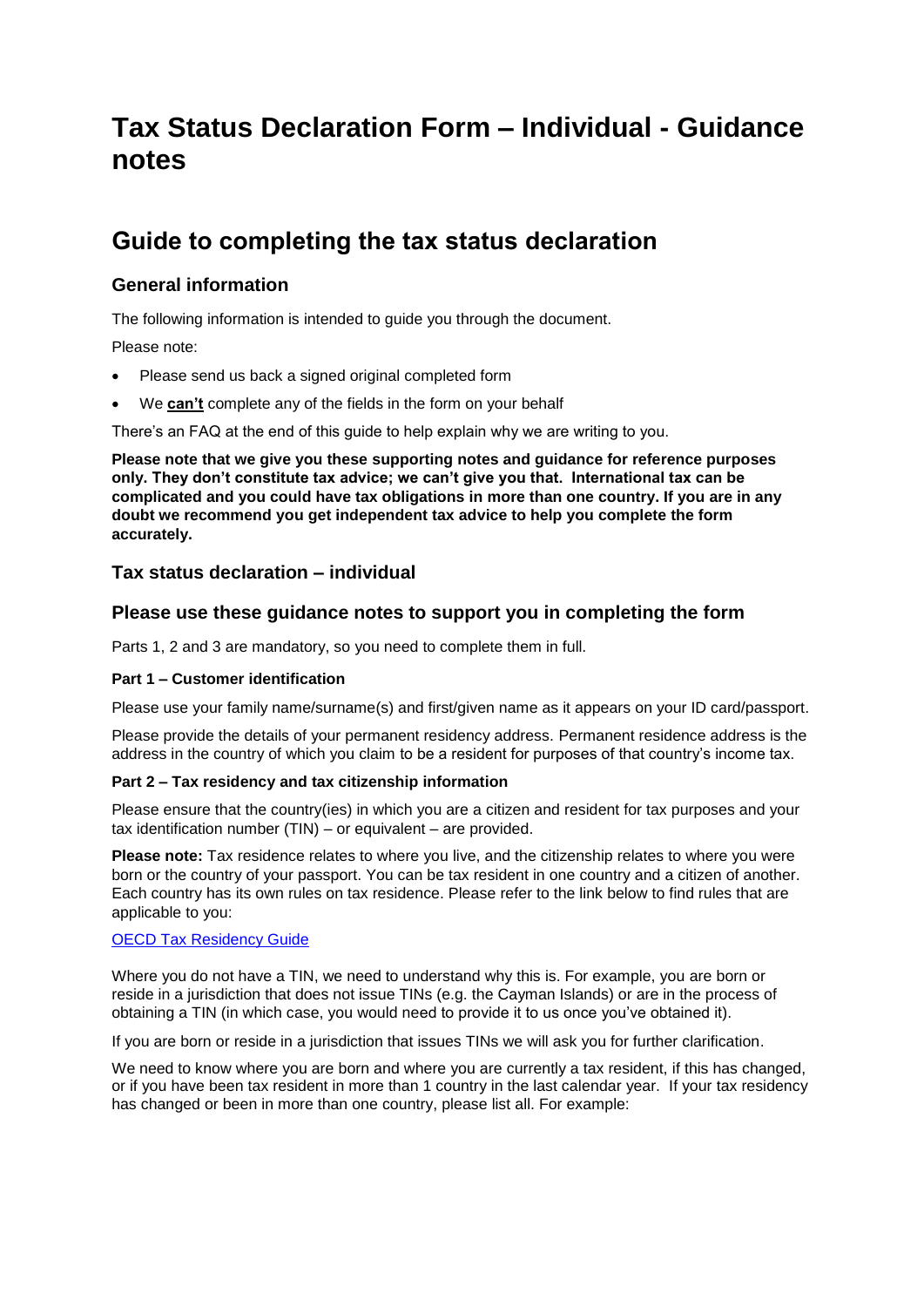# Tax Status Declaration Form – Individual - Guidance notes

## Guide to completing the tax status declaration

### General information

The following information is intended to guide you through the document.

Please note:

- Please send us back a signed original completed form
- We **can't** complete any of the fields in the form on your behalf

There's an FAQ at the end of this guide to help explain why we are writing to you.

**Please note that we give you these supporting notes and guidance for reference purposes only. They don't constitute tax advice; we can't give you that. International tax can be complicated and you could have tax obligations in more than one country. If you are in any doubt we recommend you get independent tax advice to help you complete the form accurately.**

### Tax status declaration – individual

### Please use these guidance notes to support you in completing the form

Parts 1, 2 and 3 are mandatory, so you need to complete them in full.

**Part 1 – Customer identification**

Please use your family name/surname(s) and first/given name as it appears on your ID card/passport.

Please provide the details of your permanent residency address. Permanent residence address is the address in the country of which you claim to be a resident for purposes of that country's income tax.

**Part 2 – Tax residency and tax citizenship information**

Please ensure that the country(ies) in which you are a citizen and resident for tax purposes and your tax identification number (TIN) – or equivalent – are provided.

**Please note:** Tax residence relates to where you live, and the citizenship relates to where you were born or the country of your passport. You can be tax resident in one country and a citizen of another. Each country has its own rules on tax residence. Please refer to the link below to find rules that are applicable to you:

[OECD Tax Residency Guide]

Where you do not have a TIN, we need to understand why this is. For example, you are born or reside in a jurisdiction that does not issue TINs (e.g. the Cayman Islands) or are in the process of obtaining a TIN (in which case, you would need to provide it to us once you've obtained it).

If you are born or reside in a jurisdiction that issues TINs we will ask you for further clarification.

We need to know where you are born and where you are currently a tax resident, if this has changed, or if you have been tax resident in more than 1 country in the last calendar year. If your tax residency has changed or been in more than one country, please list all. For example: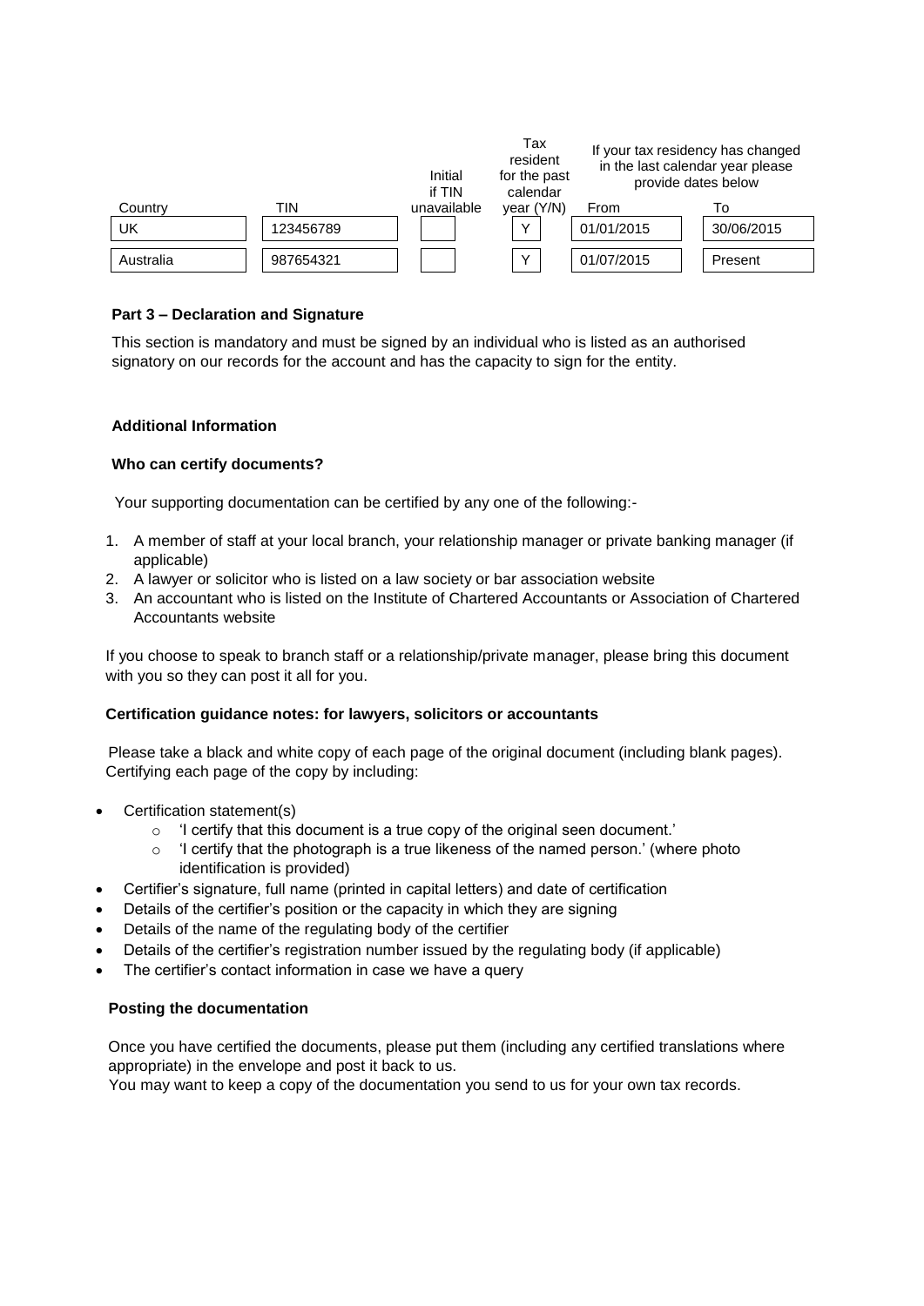| Country | TIN | Initial if TIN unavailable | Tax resident for the past calendar year (Y/N) | If your tax residency has changed in the last calendar year please provide dates below | |
|---|---|---|---|---|---|
| | | | | From | To |
| UK | 123456789 | | Y | 01/01/2015 | 30/06/2015 |
| Australia | 987654321 | | Y | 01/07/2015 | Present |

**Part 3 – Declaration and Signature**

This section is mandatory and must be signed by an individual who is listed as an authorised signatory on our records for the account and has the capacity to sign for the entity.

**Additional Information**

**Who can certify documents?**

Your supporting documentation can be certified by any one of the following:-

1. A member of staff at your local branch, your relationship manager or private banking manager (if applicable)
2. A lawyer or solicitor who is listed on a law society or bar association website
3. An accountant who is listed on the Institute of Chartered Accountants or Association of Chartered Accountants website

If you choose to speak to branch staff or a relationship/private manager, please bring this document with you so they can post it all for you.

**Certification guidance notes: for lawyers, solicitors or accountants**

Please take a black and white copy of each page of the original document (including blank pages). Certifying each page of the copy by including:

- Certification statement(s)
  - 'I certify that this document is a true copy of the original seen document.'
  - 'I certify that the photograph is a true likeness of the named person.' (where photo identification is provided)
- Certifier's signature, full name (printed in capital letters) and date of certification
- Details of the certifier's position or the capacity in which they are signing
- Details of the name of the regulating body of the certifier
- Details of the certifier's registration number issued by the regulating body (if applicable)
- The certifier's contact information in case we have a query

**Posting the documentation**

Once you have certified the documents, please put them (including any certified translations where appropriate) in the envelope and post it back to us.
You may want to keep a copy of the documentation you send to us for your own tax records.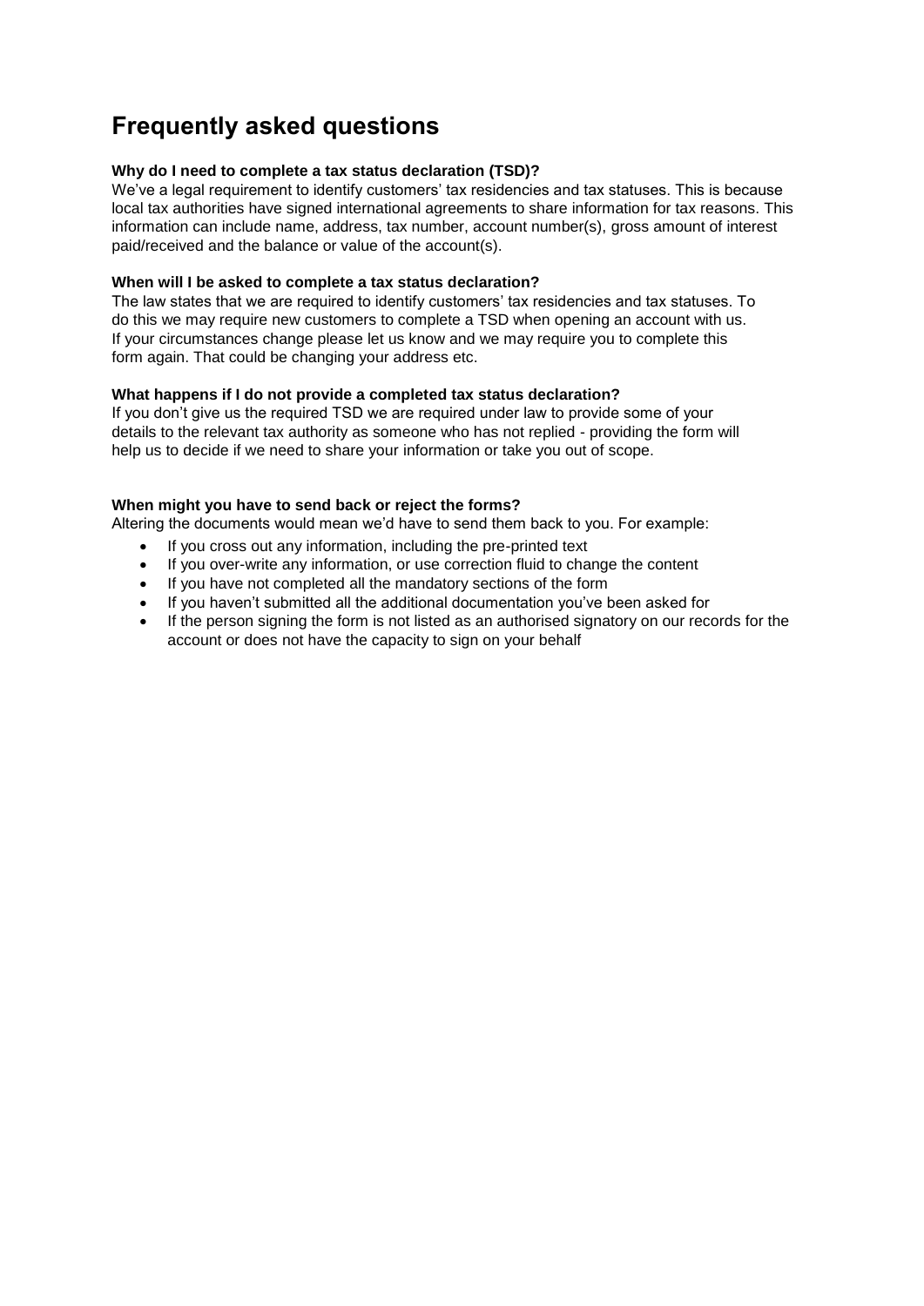# Frequently asked questions

**Why do I need to complete a tax status declaration (TSD)?**

We've a legal requirement to identify customers' tax residencies and tax statuses. This is because local tax authorities have signed international agreements to share information for tax reasons. This information can include name, address, tax number, account number(s), gross amount of interest paid/received and the balance or value of the account(s).

**When will I be asked to complete a tax status declaration?**

The law states that we are required to identify customers' tax residencies and tax statuses. To do this we may require new customers to complete a TSD when opening an account with us. If your circumstances change please let us know and we may require you to complete this form again. That could be changing your address etc.

**What happens if I do not provide a completed tax status declaration?**

If you don't give us the required TSD we are required under law to provide some of your details to the relevant tax authority as someone who has not replied - providing the form will help us to decide if we need to share your information or take you out of scope.

**When might you have to send back or reject the forms?**

Altering the documents would mean we'd have to send them back to you. For example:

- If you cross out any information, including the pre-printed text
- If you over-write any information, or use correction fluid to change the content
- If you have not completed all the mandatory sections of the form
- If you haven't submitted all the additional documentation you've been asked for
- If the person signing the form is not listed as an authorised signatory on our records for the account or does not have the capacity to sign on your behalf